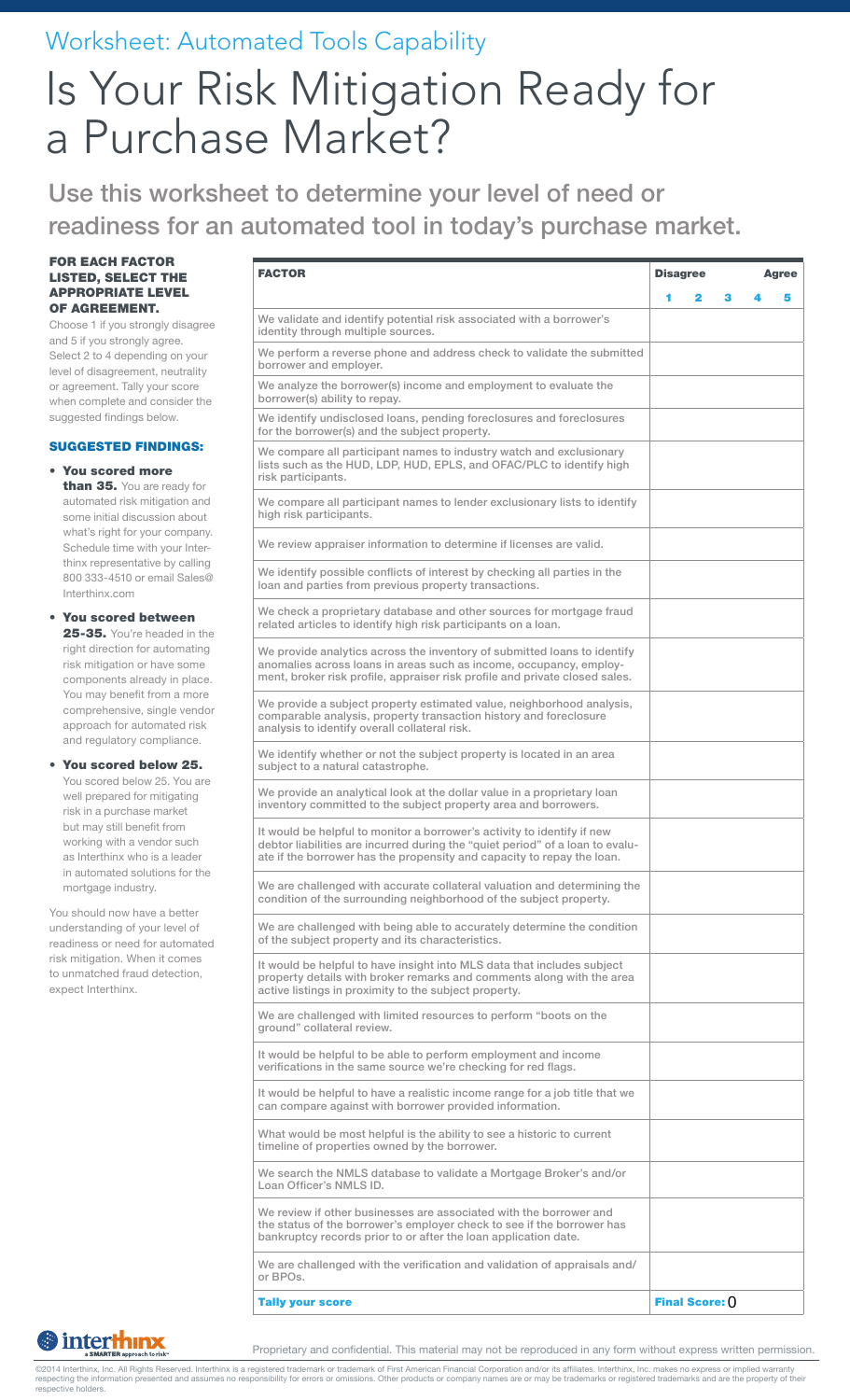Worksheet: Automated Tools Capability

# Is Your Risk Mitigation Ready for a Purchase Market?

## Use this worksheet to determine your level of need or readiness for an automated tool in today's purchase market.

**FOR EACH FACTOR LISTED, SELECT THE APPROPRIATE LEVEL OF AGREEMENT.**

Choose 1 if you strongly disagree and 5 if you strongly agree. Select 2 to 4 depending on your level of disagreement, neutrality or agreement. Tally your score when complete and consider the suggested findings below.

**SUGGESTED FINDINGS:**

- **You scored more than 35.** You are ready for automated risk mitigation and some initial discussion about what's right for your company. Schedule time with your Interthinx representative by calling 800 333-4510 or email Sales@Interthinx.com
- **You scored between 25-35.** You're headed in the right direction for automating risk mitigation or have some components already in place. You may benefit from a more comprehensive, single vendor approach for automated risk and regulatory compliance.
- **You scored below 25.** You scored below 25. You are well prepared for mitigating risk in a purchase market but may still benefit from working with a vendor such as Interthinx who is a leader in automated solutions for the mortgage industry.

You should now have a better understanding of your level of readiness or need for automated risk mitigation. When it comes to unmatched fraud detection, expect Interthinx.

| FACTOR | Disagree 1 | 2 | 3 | 4 | Agree 5 |
|---|---|---|---|---|---|
| We validate and identify potential risk associated with a borrower's identity through multiple sources. | | | | | |
| We perform a reverse phone and address check to validate the submitted borrower and employer. | | | | | |
| We analyze the borrower(s) income and employment to evaluate the borrower(s) ability to repay. | | | | | |
| We identify undisclosed loans, pending foreclosures and foreclosures for the borrower(s) and the subject property. | | | | | |
| We compare all participant names to industry watch and exclusionary lists such as the HUD, LDP, HUD, EPLS, and OFAC/PLC to identify high risk participants. | | | | | |
| We compare all participant names to lender exclusionary lists to identify high risk participants. | | | | | |
| We review appraiser information to determine if licenses are valid. | | | | | |
| We identify possible conflicts of interest by checking all parties in the loan and parties from previous property transactions. | | | | | |
| We check a proprietary database and other sources for mortgage fraud related articles to identify high risk participants on a loan. | | | | | |
| We provide analytics across the inventory of submitted loans to identify anomalies across loans in areas such as income, occupancy, employment, broker risk profile, appraiser risk profile and private closed sales. | | | | | |
| We provide a subject property estimated value, neighborhood analysis, comparable analysis, property transaction history and foreclosure analysis to identify overall collateral risk. | | | | | |
| We identify whether or not the subject property is located in an area subject to a natural catastrophe. | | | | | |
| We provide an analytical look at the dollar value in a proprietary loan inventory committed to the subject property area and borrowers. | | | | | |
| It would be helpful to monitor a borrower's activity to identify if new debtor liabilities are incurred during the "quiet period" of a loan to evaluate if the borrower has the propensity and capacity to repay the loan. | | | | | |
| We are challenged with accurate collateral valuation and determining the condition of the surrounding neighborhood of the subject property. | | | | | |
| We are challenged with being able to accurately determine the condition of the subject property and its characteristics. | | | | | |
| It would be helpful to have insight into MLS data that includes subject property details with broker remarks and comments along with the area active listings in proximity to the subject property. | | | | | |
| We are challenged with limited resources to perform "boots on the ground" collateral review. | | | | | |
| It would be helpful to be able to perform employment and income verifications in the same source we're checking for red flags. | | | | | |
| It would be helpful to have a realistic income range for a job title that we can compare against with borrower provided information. | | | | | |
| What would be most helpful is the ability to see a historic to current timeline of properties owned by the borrower. | | | | | |
| We search the NMLS database to validate a Mortgage Broker's and/or Loan Officer's NMLS ID. | | | | | |
| We review if other businesses are associated with the borrower and the status of the borrower's employer check to see if the borrower has bankruptcy records prior to or after the loan application date. | | | | | |
| We are challenged with the verification and validation of appraisals and/or BPOs. | | | | | |
| **Tally your score** | **Final Score:** 0 | | | | |

Proprietary and confidential. This material may not be reproduced in any form without express written permission.

©2014 Interthinx, Inc. All Rights Reserved. Interthinx is a registered trademark or trademark of First American Financial Corporation and/or its affiliates. Interthinx, Inc. makes no express or implied warranty respecting the information presented and assumes no responsibility for errors or omissions. Other products or company names are or may be trademarks or registered trademarks and are the property of their respective holders.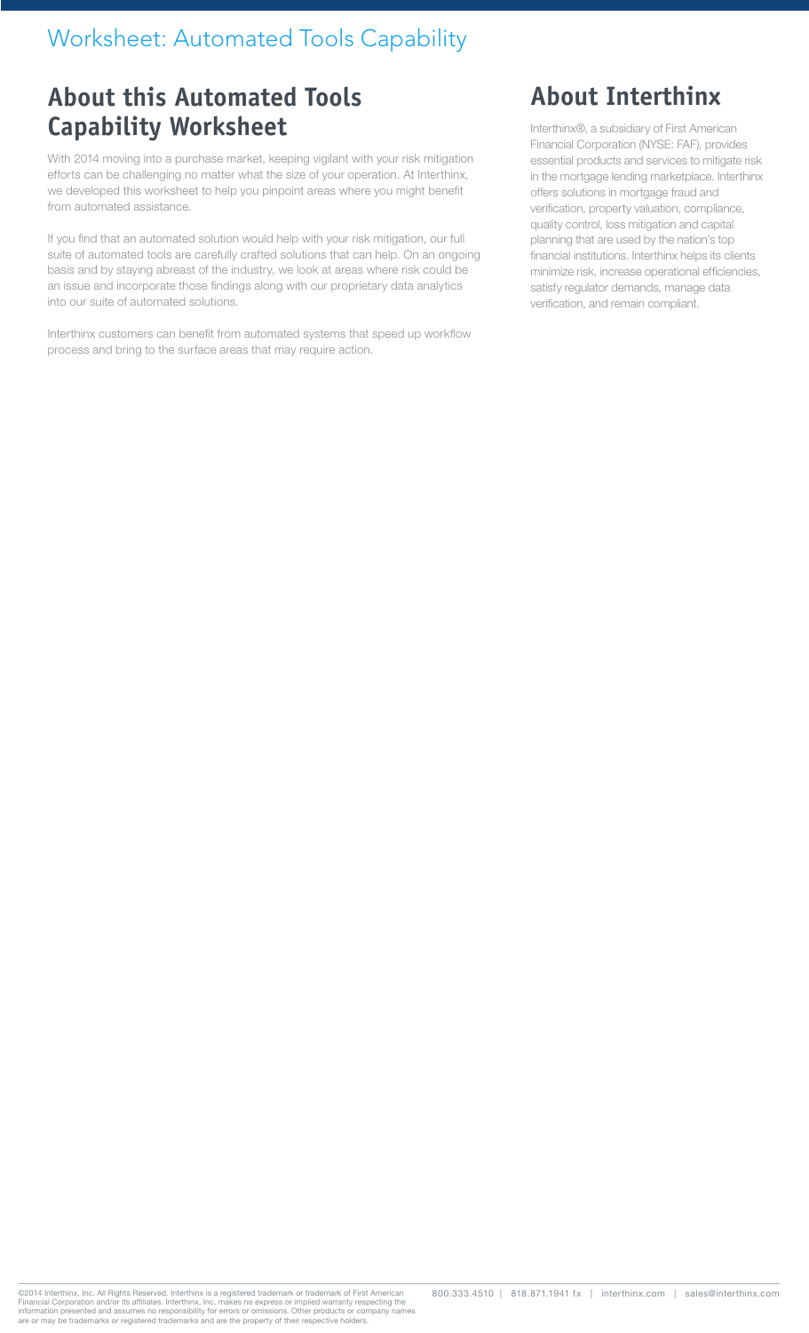# Worksheet: Automated Tools Capability

## About this Automated Tools Capability Worksheet

With 2014 moving into a purchase market, keeping vigilant with your risk mitigation efforts can be challenging no matter what the size of your operation. At Interthinx, we developed this worksheet to help you pinpoint areas where you might benefit from automated assistance.

If you find that an automated solution would help with your risk mitigation, our full suite of automated tools are carefully crafted solutions that can help. On an ongoing basis and by staying abreast of the industry, we look at areas where risk could be an issue and incorporate those findings along with our proprietary data analytics into our suite of automated solutions.

Interthinx customers can benefit from automated systems that speed up workflow process and bring to the surface areas that may require action.

## About Interthinx

Interthinx®, a subsidiary of First American Financial Corporation (NYSE: FAF), provides essential products and services to mitigate risk in the mortgage lending marketplace. Interthinx offers solutions in mortgage fraud and verification, property valuation, compliance, quality control, loss mitigation and capital planning that are used by the nation's top financial institutions. Interthinx helps its clients minimize risk, increase operational efficiencies, satisfy regulator demands, manage data verification, and remain compliant.

©2014 Interthinx, Inc. All Rights Reserved. Interthinx is a registered trademark or trademark of First American Financial Corporation and/or its affiliates. Interthinx, Inc. makes no express or implied warranty respecting the information presented and assumes no responsibility for errors or omissions. Other products or company names are or may be trademarks or registered trademarks and are the property of their respective holders.

800.333.4510 | 818.871.1941 fx | interthinx.com | sales@interthinx.com